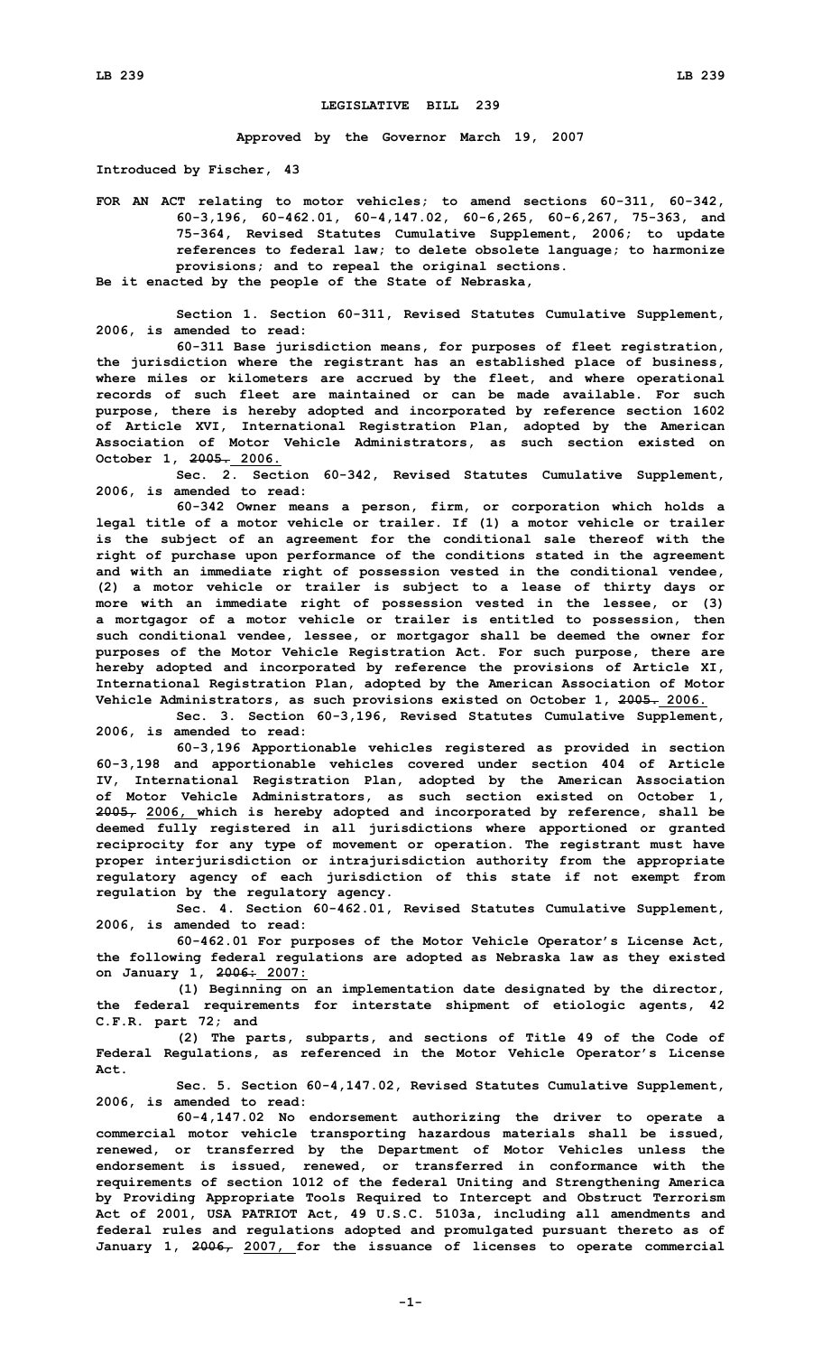# LEGISLATIVE BILL 239

**Approved by the Governor March 19, 2007**

**Introduced by Fischer, 43**

**FOR AN ACT relating to motor vehicles; to amend sections 60-311, 60-342, 60-3,196, 60-462.01, 60-4,147.02, 60-6,265, 60-6,267, 75-363, and 75-364, Revised Statutes Cumulative Supplement, 2006; to update references to federal law; to delete obsolete language; to harmonize provisions; and to repeal the original sections.**

**Be it enacted by the people of the State of Nebraska,**

**Section 1. Section 60-311, Revised Statutes Cumulative Supplement, 2006, is amended to read:**

**60-311 Base jurisdiction means, for purposes of fleet registration, the jurisdiction where the registrant has an established place of business, where miles or kilometers are accrued by the fleet, and where operational records of such fleet are maintained or can be made available. For such purpose, there is hereby adopted and incorporated by reference section 1602 of Article XVI, International Registration Plan, adopted by the American Association of Motor Vehicle Administrators, as such section existed on October 1, ~~2005.~~ 2006.**

**Sec. 2. Section 60-342, Revised Statutes Cumulative Supplement, 2006, is amended to read:**

**60-342 Owner means a person, firm, or corporation which holds a legal title of a motor vehicle or trailer. If (1) a motor vehicle or trailer is the subject of an agreement for the conditional sale thereof with the right of purchase upon performance of the conditions stated in the agreement and with an immediate right of possession vested in the conditional vendee, (2) a motor vehicle or trailer is subject to a lease of thirty days or more with an immediate right of possession vested in the lessee, or (3) a mortgagor of a motor vehicle or trailer is entitled to possession, then such conditional vendee, lessee, or mortgagor shall be deemed the owner for purposes of the Motor Vehicle Registration Act. For such purpose, there are hereby adopted and incorporated by reference the provisions of Article XI, International Registration Plan, adopted by the American Association of Motor Vehicle Administrators, as such provisions existed on October 1, ~~2005.~~ 2006.**

**Sec. 3. Section 60-3,196, Revised Statutes Cumulative Supplement, 2006, is amended to read:**

**60-3,196 Apportionable vehicles registered as provided in section 60-3,198 and apportionable vehicles covered under section 404 of Article IV, International Registration Plan, adopted by the American Association of Motor Vehicle Administrators, as such section existed on October 1, ~~2005,~~ 2006, which is hereby adopted and incorporated by reference, shall be deemed fully registered in all jurisdictions where apportioned or granted reciprocity for any type of movement or operation. The registrant must have proper interjurisdiction or intrajurisdiction authority from the appropriate regulatory agency of each jurisdiction of this state if not exempt from regulation by the regulatory agency.**

**Sec. 4. Section 60-462.01, Revised Statutes Cumulative Supplement, 2006, is amended to read:**

**60-462.01 For purposes of the Motor Vehicle Operator's License Act, the following federal regulations are adopted as Nebraska law as they existed on January 1, ~~2006:~~ 2007:**

**(1) Beginning on an implementation date designated by the director, the federal requirements for interstate shipment of etiologic agents, 42 C.F.R. part 72; and**

**(2) The parts, subparts, and sections of Title 49 of the Code of Federal Regulations, as referenced in the Motor Vehicle Operator's License Act.**

**Sec. 5. Section 60-4,147.02, Revised Statutes Cumulative Supplement, 2006, is amended to read:**

**60-4,147.02 No endorsement authorizing the driver to operate a commercial motor vehicle transporting hazardous materials shall be issued, renewed, or transferred by the Department of Motor Vehicles unless the endorsement is issued, renewed, or transferred in conformance with the requirements of section 1012 of the federal Uniting and Strengthening America by Providing Appropriate Tools Required to Intercept and Obstruct Terrorism Act of 2001, USA PATRIOT Act, 49 U.S.C. 5103a, including all amendments and federal rules and regulations adopted and promulgated pursuant thereto as of January 1, ~~2006,~~ 2007, for the issuance of licenses to operate commercial**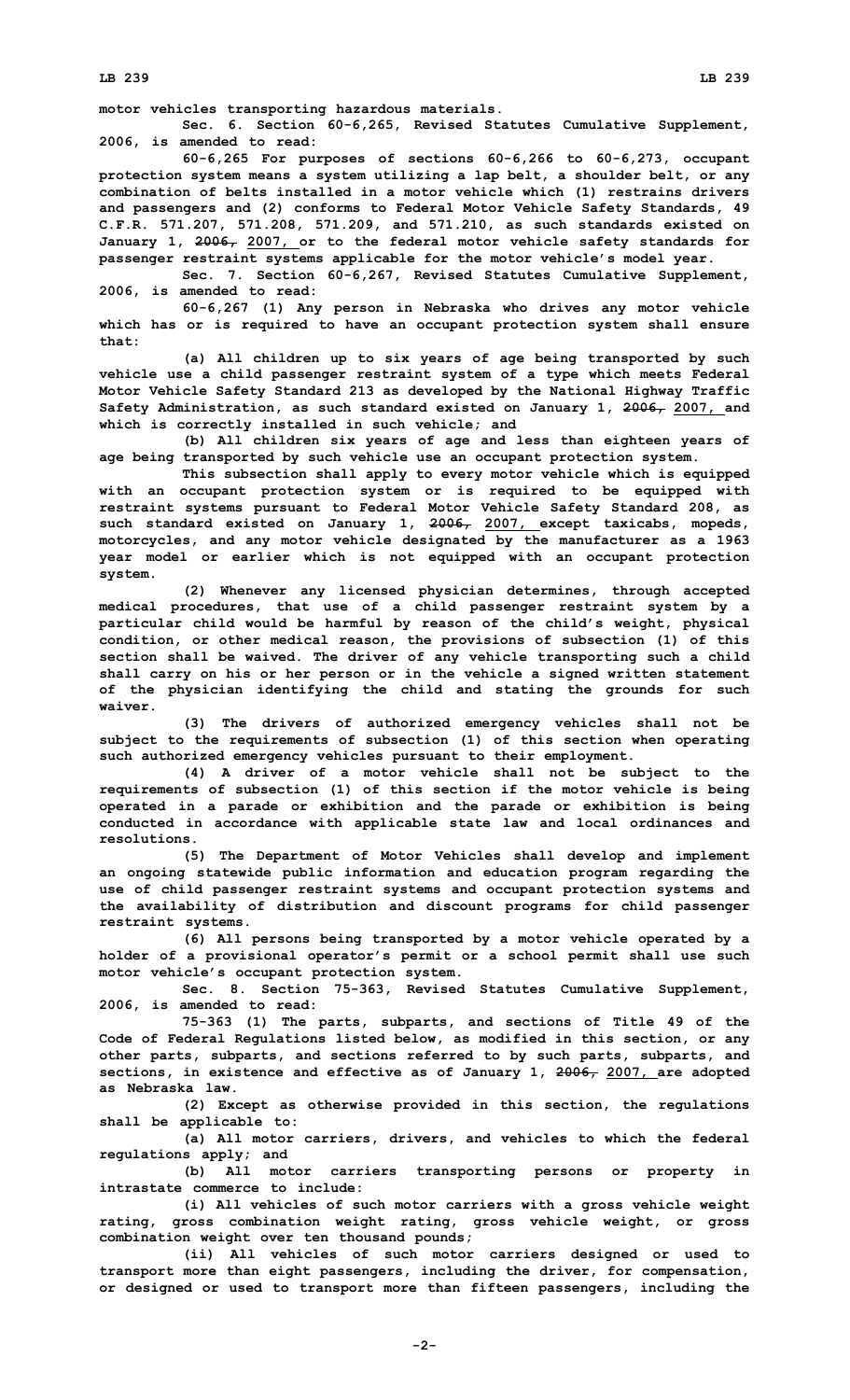motor vehicles transporting hazardous materials.

Sec. 6. Section 60-6,265, Revised Statutes Cumulative Supplement, 2006, is amended to read:

60-6,265 For purposes of sections 60-6,266 to 60-6,273, occupant protection system means a system utilizing a lap belt, a shoulder belt, or any combination of belts installed in a motor vehicle which (1) restrains drivers and passengers and (2) conforms to Federal Motor Vehicle Safety Standards, 49 C.F.R. 571.207, 571.208, 571.209, and 571.210, as such standards existed on January 1, ~~2006,~~ 2007, or to the federal motor vehicle safety standards for passenger restraint systems applicable for the motor vehicle's model year.

Sec. 7. Section 60-6,267, Revised Statutes Cumulative Supplement, 2006, is amended to read:

60-6,267 (1) Any person in Nebraska who drives any motor vehicle which has or is required to have an occupant protection system shall ensure that:

(a) All children up to six years of age being transported by such vehicle use a child passenger restraint system of a type which meets Federal Motor Vehicle Safety Standard 213 as developed by the National Highway Traffic Safety Administration, as such standard existed on January 1, ~~2006,~~ 2007, and which is correctly installed in such vehicle; and

(b) All children six years of age and less than eighteen years of age being transported by such vehicle use an occupant protection system.

This subsection shall apply to every motor vehicle which is equipped with an occupant protection system or is required to be equipped with restraint systems pursuant to Federal Motor Vehicle Safety Standard 208, as such standard existed on January 1, ~~2006,~~ 2007, except taxicabs, mopeds, motorcycles, and any motor vehicle designated by the manufacturer as a 1963 year model or earlier which is not equipped with an occupant protection system.

(2) Whenever any licensed physician determines, through accepted medical procedures, that use of a child passenger restraint system by a particular child would be harmful by reason of the child's weight, physical condition, or other medical reason, the provisions of subsection (1) of this section shall be waived. The driver of any vehicle transporting such a child shall carry on his or her person or in the vehicle a signed written statement of the physician identifying the child and stating the grounds for such waiver.

(3) The drivers of authorized emergency vehicles shall not be subject to the requirements of subsection (1) of this section when operating such authorized emergency vehicles pursuant to their employment.

(4) A driver of a motor vehicle shall not be subject to the requirements of subsection (1) of this section if the motor vehicle is being operated in a parade or exhibition and the parade or exhibition is being conducted in accordance with applicable state law and local ordinances and resolutions.

(5) The Department of Motor Vehicles shall develop and implement an ongoing statewide public information and education program regarding the use of child passenger restraint systems and occupant protection systems and the availability of distribution and discount programs for child passenger restraint systems.

(6) All persons being transported by a motor vehicle operated by a holder of a provisional operator's permit or a school permit shall use such motor vehicle's occupant protection system.

Sec. 8. Section 75-363, Revised Statutes Cumulative Supplement, 2006, is amended to read:

75-363 (1) The parts, subparts, and sections of Title 49 of the Code of Federal Regulations listed below, as modified in this section, or any other parts, subparts, and sections referred to by such parts, subparts, and sections, in existence and effective as of January 1, ~~2006,~~ 2007, are adopted as Nebraska law.

(2) Except as otherwise provided in this section, the regulations shall be applicable to:

(a) All motor carriers, drivers, and vehicles to which the federal regulations apply; and

(b) All motor carriers transporting persons or property in intrastate commerce to include:

(i) All vehicles of such motor carriers with a gross vehicle weight rating, gross combination weight rating, gross vehicle weight, or gross combination weight over ten thousand pounds;

(ii) All vehicles of such motor carriers designed or used to transport more than eight passengers, including the driver, for compensation, or designed or used to transport more than fifteen passengers, including the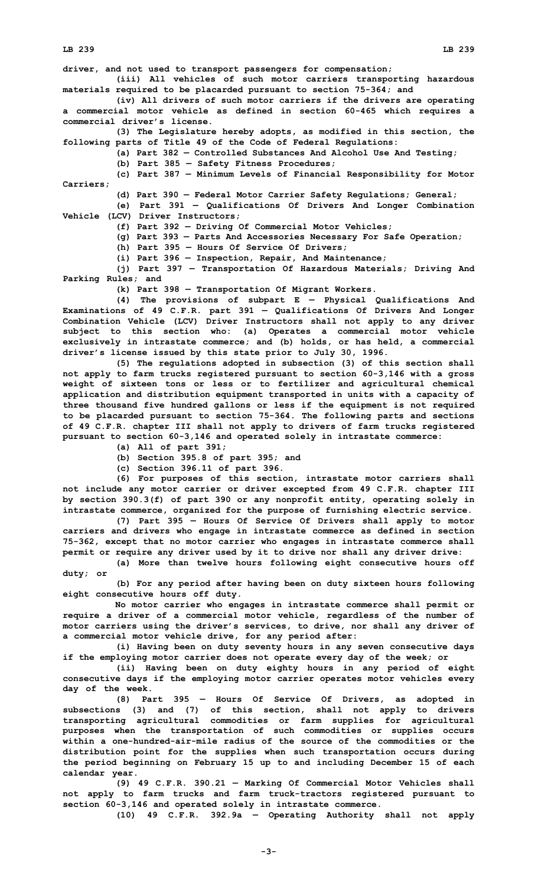driver, and not used to transport passengers for compensation;

(iii) All vehicles of such motor carriers transporting hazardous materials required to be placarded pursuant to section 75-364; and

(iv) All drivers of such motor carriers if the drivers are operating a commercial motor vehicle as defined in section 60-465 which requires a commercial driver's license.

(3) The Legislature hereby adopts, as modified in this section, the following parts of Title 49 of the Code of Federal Regulations:

(a) Part 382 — Controlled Substances And Alcohol Use And Testing;

(b) Part 385 — Safety Fitness Procedures;

(c) Part 387 — Minimum Levels of Financial Responsibility for Motor Carriers;

(d) Part 390 — Federal Motor Carrier Safety Regulations; General;

(e) Part 391 — Qualifications Of Drivers And Longer Combination Vehicle (LCV) Driver Instructors;

(f) Part 392 — Driving Of Commercial Motor Vehicles;

(g) Part 393 — Parts And Accessories Necessary For Safe Operation;

(h) Part 395 — Hours Of Service Of Drivers;

(i) Part 396 — Inspection, Repair, And Maintenance;

(j) Part 397 — Transportation Of Hazardous Materials; Driving And Parking Rules; and

(k) Part 398 — Transportation Of Migrant Workers.

(4) The provisions of subpart E — Physical Qualifications And Examinations of 49 C.F.R. part 391 — Qualifications Of Drivers And Longer Combination Vehicle (LCV) Driver Instructors shall not apply to any driver subject to this section who: (a) Operates a commercial motor vehicle exclusively in intrastate commerce; and (b) holds, or has held, a commercial driver's license issued by this state prior to July 30, 1996.

(5) The regulations adopted in subsection (3) of this section shall not apply to farm trucks registered pursuant to section 60-3,146 with a gross weight of sixteen tons or less or to fertilizer and agricultural chemical application and distribution equipment transported in units with a capacity of three thousand five hundred gallons or less if the equipment is not required to be placarded pursuant to section 75-364. The following parts and sections of 49 C.F.R. chapter III shall not apply to drivers of farm trucks registered pursuant to section 60-3,146 and operated solely in intrastate commerce:

(a) All of part 391;

(b) Section 395.8 of part 395; and

(c) Section 396.11 of part 396.

(6) For purposes of this section, intrastate motor carriers shall not include any motor carrier or driver excepted from 49 C.F.R. chapter III by section 390.3(f) of part 390 or any nonprofit entity, operating solely in intrastate commerce, organized for the purpose of furnishing electric service.

(7) Part 395 — Hours Of Service Of Drivers shall apply to motor carriers and drivers who engage in intrastate commerce as defined in section 75-362, except that no motor carrier who engages in intrastate commerce shall permit or require any driver used by it to drive nor shall any driver drive:

(a) More than twelve hours following eight consecutive hours off duty; or

(b) For any period after having been on duty sixteen hours following eight consecutive hours off duty.

No motor carrier who engages in intrastate commerce shall permit or require a driver of a commercial motor vehicle, regardless of the number of motor carriers using the driver's services, to drive, nor shall any driver of a commercial motor vehicle drive, for any period after:

(i) Having been on duty seventy hours in any seven consecutive days if the employing motor carrier does not operate every day of the week; or

(ii) Having been on duty eighty hours in any period of eight consecutive days if the employing motor carrier operates motor vehicles every day of the week.

(8) Part 395 — Hours Of Service Of Drivers, as adopted in subsections (3) and (7) of this section, shall not apply to drivers transporting agricultural commodities or farm supplies for agricultural purposes when the transportation of such commodities or supplies occurs within a one-hundred-air-mile radius of the source of the commodities or the distribution point for the supplies when such transportation occurs during the period beginning on February 15 up to and including December 15 of each calendar year.

(9) 49 C.F.R. 390.21 — Marking Of Commercial Motor Vehicles shall not apply to farm trucks and farm truck-tractors registered pursuant to section 60-3,146 and operated solely in intrastate commerce.

(10) 49 C.F.R. 392.9a — Operating Authority shall not apply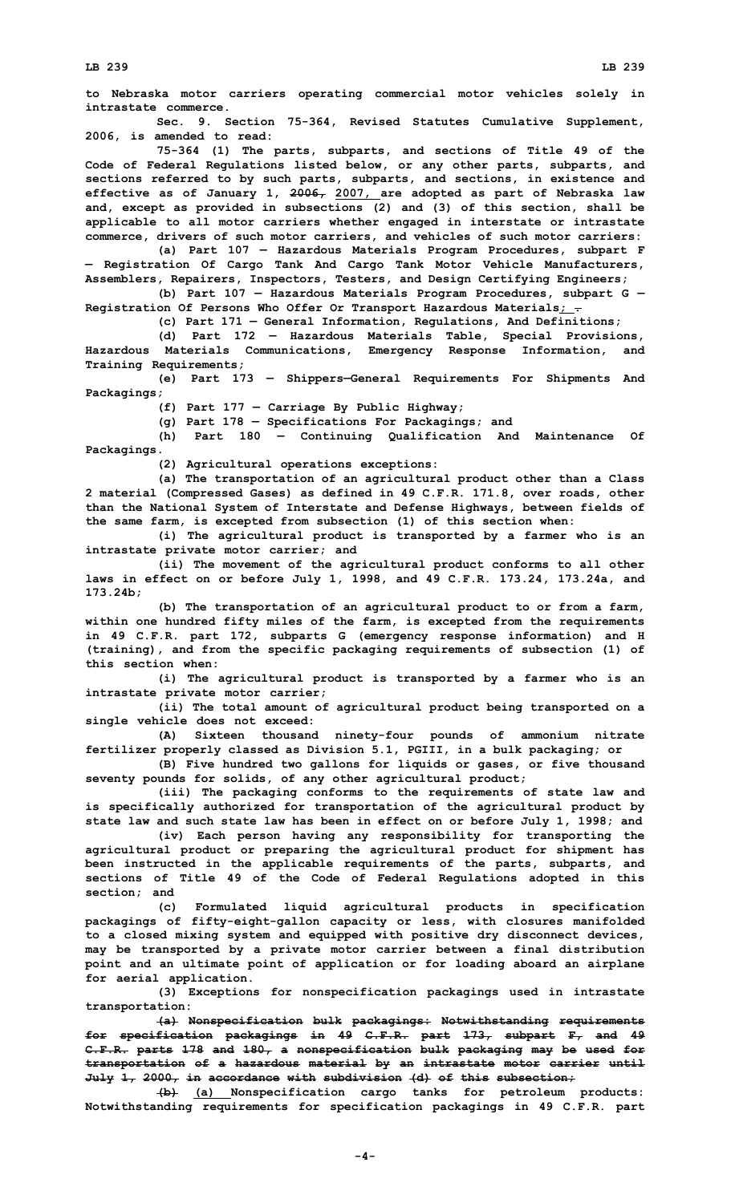to Nebraska motor carriers operating commercial motor vehicles solely in intrastate commerce.

Sec. 9. Section 75-364, Revised Statutes Cumulative Supplement, 2006, is amended to read:

75-364 (1) The parts, subparts, and sections of Title 49 of the Code of Federal Regulations listed below, or any other parts, subparts, and sections referred to by such parts, subparts, and sections, in existence and effective as of January 1, ~~2006,~~ 2007, are adopted as part of Nebraska law and, except as provided in subsections (2) and (3) of this section, shall be applicable to all motor carriers whether engaged in interstate or intrastate commerce, drivers of such motor carriers, and vehicles of such motor carriers:

(a) Part 107 — Hazardous Materials Program Procedures, subpart F — Registration Of Cargo Tank And Cargo Tank Motor Vehicle Manufacturers, Assemblers, Repairers, Inspectors, Testers, and Design Certifying Engineers;

(b) Part 107 — Hazardous Materials Program Procedures, subpart G — Registration Of Persons Who Offer Or Transport Hazardous Materials; ~~.~~

(c) Part 171 — General Information, Regulations, And Definitions;

(d) Part 172 — Hazardous Materials Table, Special Provisions, Hazardous Materials Communications, Emergency Response Information, and Training Requirements;

(e) Part 173 — Shippers—General Requirements For Shipments And Packagings;

(f) Part 177 — Carriage By Public Highway;

(g) Part 178 — Specifications For Packagings; and

(h) Part 180 — Continuing Qualification And Maintenance Of Packagings.

(2) Agricultural operations exceptions:

(a) The transportation of an agricultural product other than a Class 2 material (Compressed Gases) as defined in 49 C.F.R. 171.8, over roads, other than the National System of Interstate and Defense Highways, between fields of the same farm, is excepted from subsection (1) of this section when:

(i) The agricultural product is transported by a farmer who is an intrastate private motor carrier; and

(ii) The movement of the agricultural product conforms to all other laws in effect on or before July 1, 1998, and 49 C.F.R. 173.24, 173.24a, and 173.24b;

(b) The transportation of an agricultural product to or from a farm, within one hundred fifty miles of the farm, is excepted from the requirements in 49 C.F.R. part 172, subparts G (emergency response information) and H (training), and from the specific packaging requirements of subsection (1) of this section when:

(i) The agricultural product is transported by a farmer who is an intrastate private motor carrier;

(ii) The total amount of agricultural product being transported on a single vehicle does not exceed:

(A) Sixteen thousand ninety-four pounds of ammonium nitrate fertilizer properly classed as Division 5.1, PGIII, in a bulk packaging; or

(B) Five hundred two gallons for liquids or gases, or five thousand seventy pounds for solids, of any other agricultural product;

(iii) The packaging conforms to the requirements of state law and is specifically authorized for transportation of the agricultural product by state law and such state law has been in effect on or before July 1, 1998; and

(iv) Each person having any responsibility for transporting the agricultural product or preparing the agricultural product for shipment has been instructed in the applicable requirements of the parts, subparts, and sections of Title 49 of the Code of Federal Regulations adopted in this section; and

(c) Formulated liquid agricultural products in specification packagings of fifty-eight-gallon capacity or less, with closures manifolded to a closed mixing system and equipped with positive dry disconnect devices, may be transported by a private motor carrier between a final distribution point and an ultimate point of application or for loading aboard an airplane for aerial application.

(3) Exceptions for nonspecification packagings used in intrastate transportation:

~~(a) Nonspecification bulk packagings: Notwithstanding requirements for specification packagings in 49 C.F.R. part 173, subpart F, and 49 C.F.R. parts 178 and 180, a nonspecification bulk packaging may be used for transportation of a hazardous material by an intrastate motor carrier until July 1, 2000, in accordance with subdivision (d) of this subsection;~~

~~(b)~~ (a) Nonspecification cargo tanks for petroleum products: Notwithstanding requirements for specification packagings in 49 C.F.R. part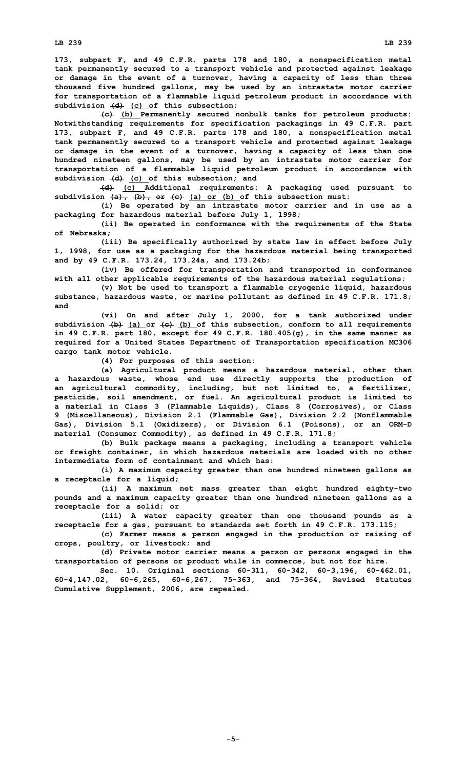173, subpart F, and 49 C.F.R. parts 178 and 180, a nonspecification metal tank permanently secured to a transport vehicle and protected against leakage or damage in the event of a turnover, having a capacity of less than three thousand five hundred gallons, may be used by an intrastate motor carrier for transportation of a flammable liquid petroleum product in accordance with subdivision ~~(d)~~ <u>(c)</u> of this subsection;

~~(c)~~ <u>(b)</u> Permanently secured nonbulk tanks for petroleum products: Notwithstanding requirements for specification packagings in 49 C.F.R. part 173, subpart F, and 49 C.F.R. parts 178 and 180, a nonspecification metal tank permanently secured to a transport vehicle and protected against leakage or damage in the event of a turnover, having a capacity of less than one hundred nineteen gallons, may be used by an intrastate motor carrier for transportation of a flammable liquid petroleum product in accordance with subdivision ~~(d)~~ <u>(c)</u> of this subsection; and

~~(d)~~ <u>(c)</u> Additional requirements: A packaging used pursuant to subdivision ~~(a), (b), or (c)~~ <u>(a) or (b)</u> of this subsection must:

(i) Be operated by an intrastate motor carrier and in use as a packaging for hazardous material before July 1, 1998;

(ii) Be operated in conformance with the requirements of the State of Nebraska;

(iii) Be specifically authorized by state law in effect before July 1, 1998, for use as a packaging for the hazardous material being transported and by 49 C.F.R. 173.24, 173.24a, and 173.24b;

(iv) Be offered for transportation and transported in conformance with all other applicable requirements of the hazardous material regulations;

(v) Not be used to transport a flammable cryogenic liquid, hazardous substance, hazardous waste, or marine pollutant as defined in 49 C.F.R. 171.8; and

(vi) On and after July 1, 2000, for a tank authorized under subdivision ~~(b)~~ <u>(a)</u> or ~~(c)~~ <u>(b)</u> of this subsection, conform to all requirements in 49 C.F.R. part 180, except for 49 C.F.R. 180.405(g), in the same manner as required for a United States Department of Transportation specification MC306 cargo tank motor vehicle.

(4) For purposes of this section:

(a) Agricultural product means a hazardous material, other than a hazardous waste, whose end use directly supports the production of an agricultural commodity, including, but not limited to, a fertilizer, pesticide, soil amendment, or fuel. An agricultural product is limited to a material in Class 3 (Flammable Liquids), Class 8 (Corrosives), or Class 9 (Miscellaneous), Division 2.1 (Flammable Gas), Division 2.2 (Nonflammable Gas), Division 5.1 (Oxidizers), or Division 6.1 (Poisons), or an ORM-D material (Consumer Commodity), as defined in 49 C.F.R. 171.8;

(b) Bulk package means a packaging, including a transport vehicle or freight container, in which hazardous materials are loaded with no other intermediate form of containment and which has:

(i) A maximum capacity greater than one hundred nineteen gallons as a receptacle for a liquid;

(ii) A maximum net mass greater than eight hundred eighty-two pounds and a maximum capacity greater than one hundred nineteen gallons as a receptacle for a solid; or

(iii) A water capacity greater than one thousand pounds as a receptacle for a gas, pursuant to standards set forth in 49 C.F.R. 173.115;

(c) Farmer means a person engaged in the production or raising of crops, poultry, or livestock; and

(d) Private motor carrier means a person or persons engaged in the transportation of persons or product while in commerce, but not for hire.

Sec. 10. Original sections 60-311, 60-342, 60-3,196, 60-462.01, 60-4,147.02, 60-6,265, 60-6,267, 75-363, and 75-364, Revised Statutes Cumulative Supplement, 2006, are repealed.